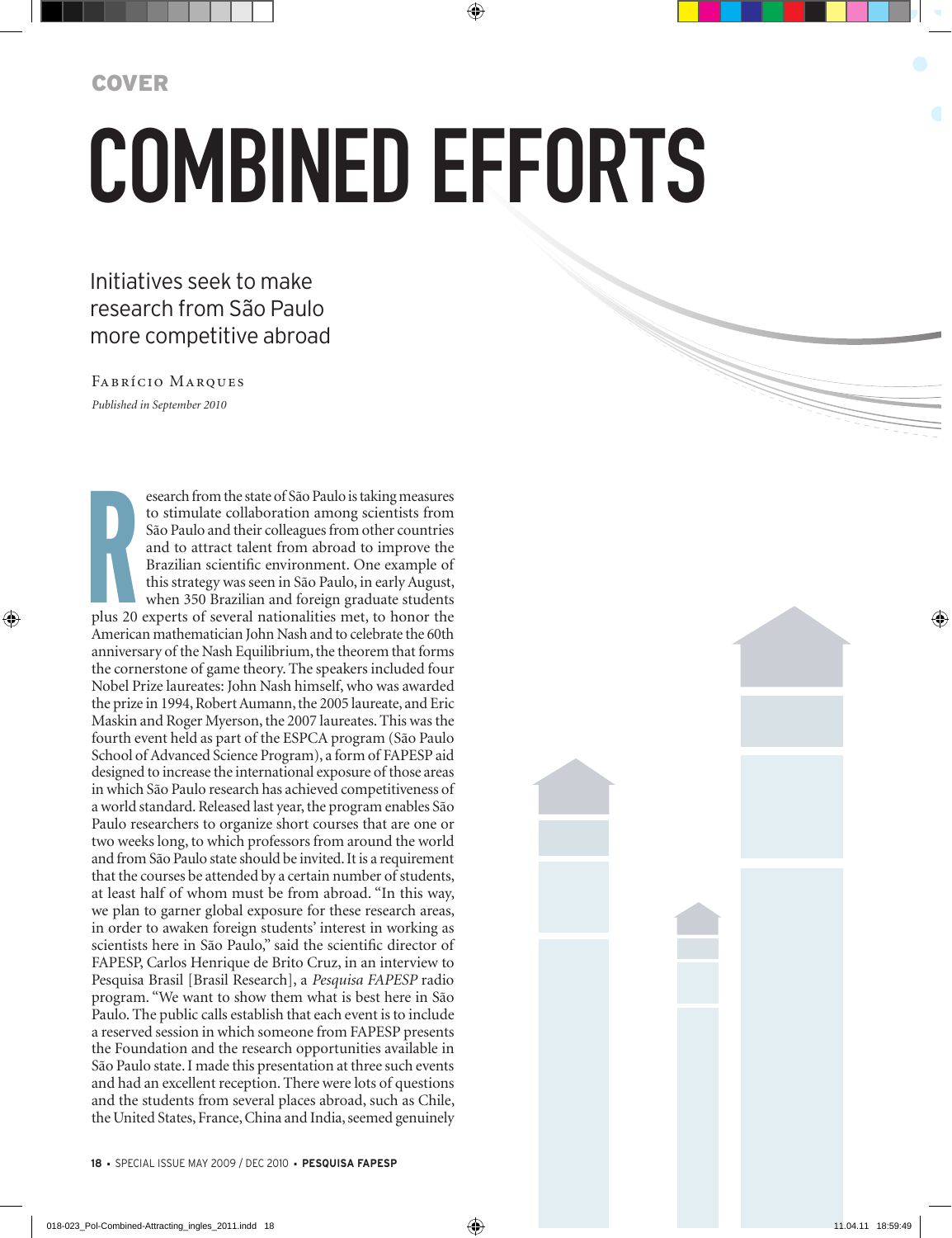COVER

# COMBINED EFFORTS

## Initiatives seek to make research from São Paulo more competitive abroad

Fabrício Marques

*Published in September 2010*

Research from the state of São Paulo is taking measures to stimulate collaboration among scientists from São Paulo and their colleagues from other countries and to attract talent from abroad to improve the Brazilian scientific environment. One example of this strategy was seen in São Paulo, in early August, when 350 Brazilian and foreign graduate students plus 20 experts of several nationalities met, to honor the American mathematician John Nash and to celebrate the 60th anniversary of the Nash Equilibrium, the theorem that forms the cornerstone of game theory. The speakers included four Nobel Prize laureates: John Nash himself, who was awarded the prize in 1994, Robert Aumann, the 2005 laureate, and Eric Maskin and Roger Myerson, the 2007 laureates. This was the fourth event held as part of the ESPCA program (São Paulo School of Advanced Science Program), a form of FAPESP aid designed to increase the international exposure of those areas in which São Paulo research has achieved competitiveness of a world standard. Released last year, the program enables São Paulo researchers to organize short courses that are one or two weeks long, to which professors from around the world and from São Paulo state should be invited. It is a requirement that the courses be attended by a certain number of students, at least half of whom must be from abroad. "In this way, we plan to garner global exposure for these research areas, in order to awaken foreign students' interest in working as scientists here in São Paulo," said the scientific director of FAPESP, Carlos Henrique de Brito Cruz, in an interview to Pesquisa Brasil [Brasil Research], a *Pesquisa FAPESP* radio program. "We want to show them what is best here in São Paulo. The public calls establish that each event is to include a reserved session in which someone from FAPESP presents the Foundation and the research opportunities available in São Paulo state. I made this presentation at three such events and had an excellent reception. There were lots of questions and the students from several places abroad, such as Chile, the United States, France, China and India, seemed genuinely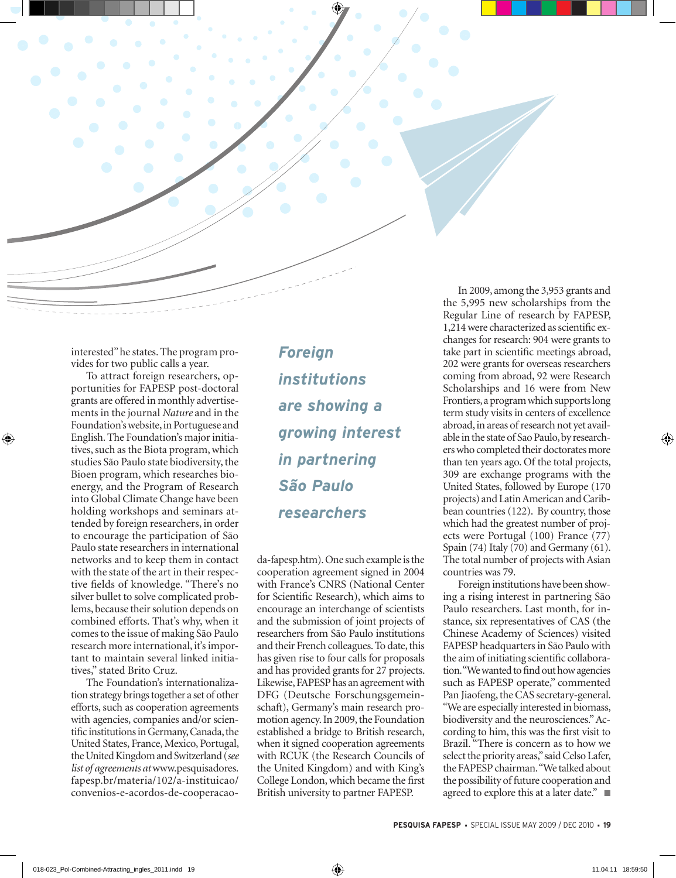interested" he states. The program provides for two public calls a year.

To attract foreign researchers, opportunities for FAPESP post-doctoral grants are offered in monthly advertisements in the journal *Nature* and in the Foundation's website, in Portuguese and English. The Foundation's major initiatives, such as the Biota program, which studies São Paulo state biodiversity, the Bioen program, which researches bioenergy, and the Program of Research into Global Climate Change have been holding workshops and seminars attended by foreign researchers, in order to encourage the participation of São Paulo state researchers in international networks and to keep them in contact with the state of the art in their respective fields of knowledge. "There's no silver bullet to solve complicated problems, because their solution depends on combined efforts. That's why, when it comes to the issue of making São Paulo research more international, it's important to maintain several linked initiatives," stated Brito Cruz.

The Foundation's internationalization strategy brings together a set of other efforts, such as cooperation agreements with agencies, companies and/or scientific institutions in Germany, Canada, the United States, France, Mexico, Portugal, the United Kingdom and Switzerland (*see list of agreements at* www.pesquisadores.fapesp.br/materia/102/a-instituicao/convenios-e-acordos-de-cooperacao-da-fapesp.htm). One such example is the cooperation agreement signed in 2004 with France's CNRS (National Center for Scientific Research), which aims to encourage an interchange of scientists and the submission of joint projects of researchers from São Paulo institutions and their French colleagues. To date, this has given rise to four calls for proposals and has provided grants for 27 projects. Likewise, FAPESP has an agreement with DFG (Deutsche Forschungsgemeinschaft), Germany's main research promotion agency. In 2009, the Foundation established a bridge to British research, when it signed cooperation agreements with RCUK (the Research Councils of the United Kingdom) and with King's College London, which became the first British university to partner FAPESP.

**Foreign institutions are showing a growing interest in partnering São Paulo researchers**

In 2009, among the 3,953 grants and the 5,995 new scholarships from the Regular Line of research by FAPESP, 1,214 were characterized as scientific exchanges for research: 904 were grants to take part in scientific meetings abroad, 202 were grants for overseas researchers coming from abroad, 92 were Research Scholarships and 16 were from New Frontiers, a program which supports long term study visits in centers of excellence abroad, in areas of research not yet available in the state of Sao Paulo, by researchers who completed their doctorates more than ten years ago. Of the total projects, 309 are exchange programs with the United States, followed by Europe (170 projects) and Latin American and Caribbean countries (122). By country, those which had the greatest number of projects were Portugal (100) France (77) Spain (74) Italy (70) and Germany (61). The total number of projects with Asian countries was 79.

Foreign institutions have been showing a rising interest in partnering São Paulo researchers. Last month, for instance, six representatives of CAS (the Chinese Academy of Sciences) visited FAPESP headquarters in São Paulo with the aim of initiating scientific collaboration. "We wanted to find out how agencies such as FAPESP operate," commented Pan Jiaofeng, the CAS secretary-general. "We are especially interested in biomass, biodiversity and the neurosciences." According to him, this was the first visit to Brazil. "There is concern as to how we select the priority areas," said Celso Lafer, the FAPESP chairman. "We talked about the possibility of future cooperation and agreed to explore this at a later date." ■